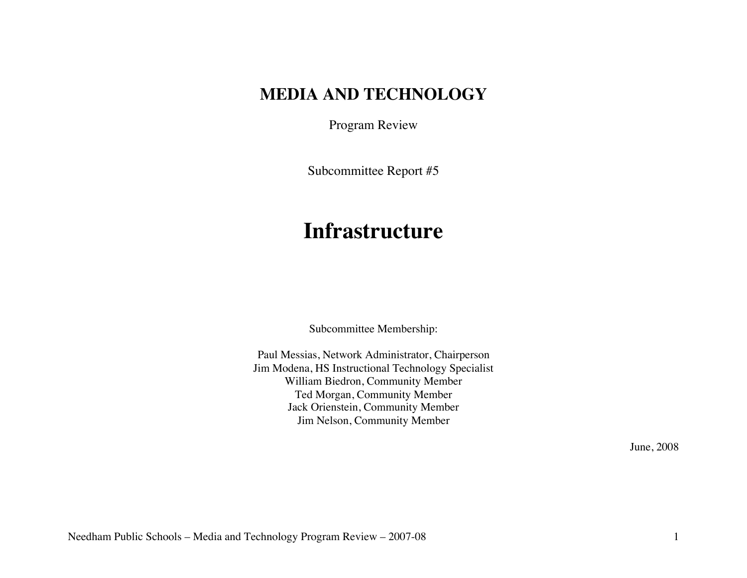# MEDIA AND TECHNOLOGY

Program Review

Subcommittee Report #5

# Infrastructure

Subcommittee Membership:

Paul Messias, Network Administrator, Chairperson
Jim Modena, HS Instructional Technology Specialist
William Biedron, Community Member
Ted Morgan, Community Member
Jack Orienstein, Community Member
Jim Nelson, Community Member

June, 2008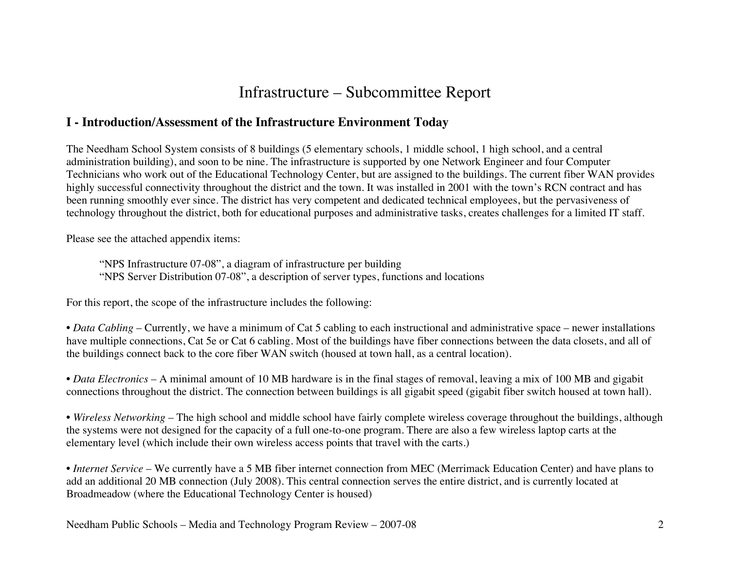# Infrastructure – Subcommittee Report

## I - Introduction/Assessment of the Infrastructure Environment Today

The Needham School System consists of 8 buildings (5 elementary schools, 1 middle school, 1 high school, and a central administration building), and soon to be nine. The infrastructure is supported by one Network Engineer and four Computer Technicians who work out of the Educational Technology Center, but are assigned to the buildings. The current fiber WAN provides highly successful connectivity throughout the district and the town. It was installed in 2001 with the town's RCN contract and has been running smoothly ever since. The district has very competent and dedicated technical employees, but the pervasiveness of technology throughout the district, both for educational purposes and administrative tasks, creates challenges for a limited IT staff.

Please see the attached appendix items:

> "NPS Infrastructure 07-08", a diagram of infrastructure per building
> "NPS Server Distribution 07-08", a description of server types, functions and locations

For this report, the scope of the infrastructure includes the following:

• *Data Cabling* – Currently, we have a minimum of Cat 5 cabling to each instructional and administrative space – newer installations have multiple connections, Cat 5e or Cat 6 cabling. Most of the buildings have fiber connections between the data closets, and all of the buildings connect back to the core fiber WAN switch (housed at town hall, as a central location).

• *Data Electronics* – A minimal amount of 10 MB hardware is in the final stages of removal, leaving a mix of 100 MB and gigabit connections throughout the district. The connection between buildings is all gigabit speed (gigabit fiber switch housed at town hall).

• *Wireless Networking* – The high school and middle school have fairly complete wireless coverage throughout the buildings, although the systems were not designed for the capacity of a full one-to-one program. There are also a few wireless laptop carts at the elementary level (which include their own wireless access points that travel with the carts.)

• *Internet Service* – We currently have a 5 MB fiber internet connection from MEC (Merrimack Education Center) and have plans to add an additional 20 MB connection (July 2008). This central connection serves the entire district, and is currently located at Broadmeadow (where the Educational Technology Center is housed)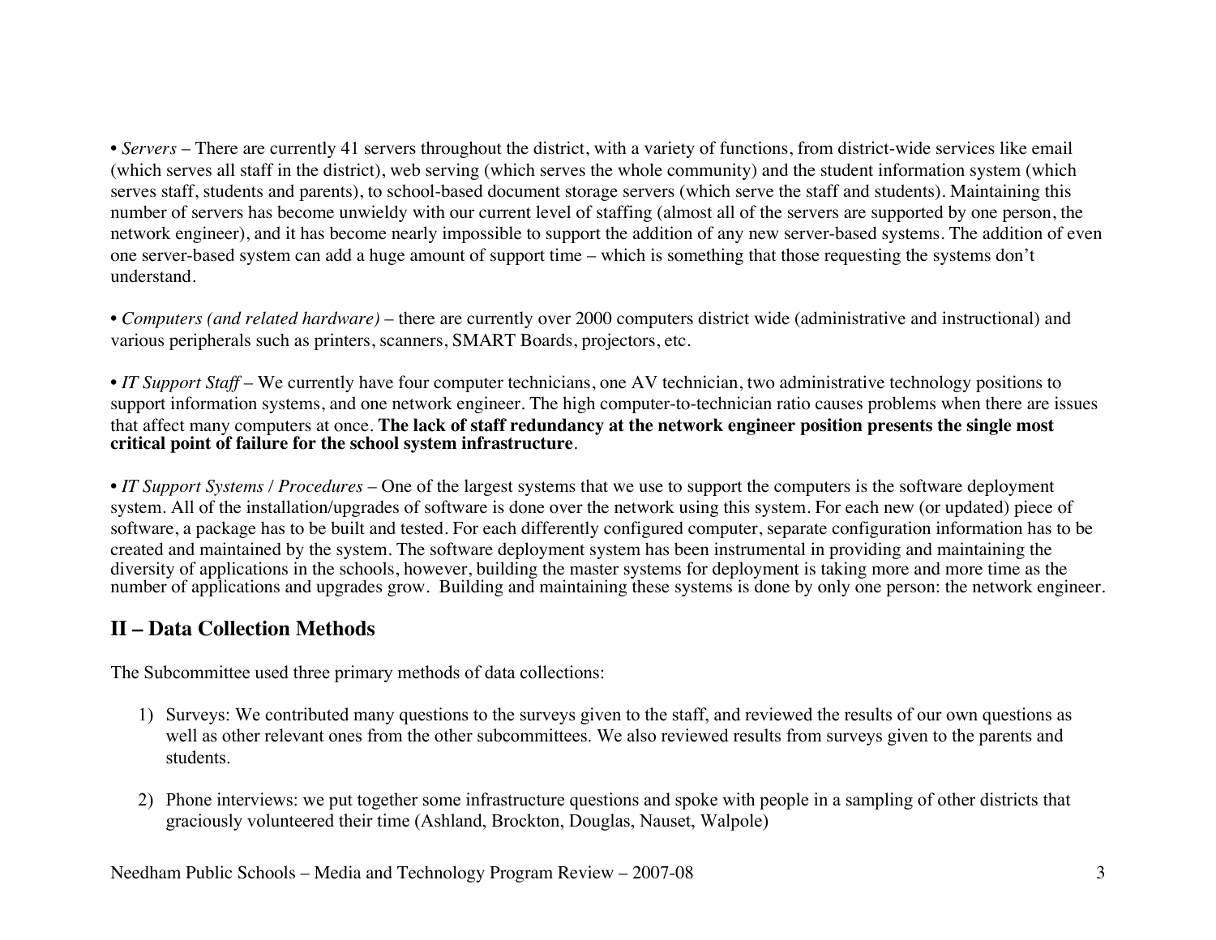• *Servers* – There are currently 41 servers throughout the district, with a variety of functions, from district-wide services like email (which serves all staff in the district), web serving (which serves the whole community) and the student information system (which serves staff, students and parents), to school-based document storage servers (which serve the staff and students). Maintaining this number of servers has become unwieldy with our current level of staffing (almost all of the servers are supported by one person, the network engineer), and it has become nearly impossible to support the addition of any new server-based systems. The addition of even one server-based system can add a huge amount of support time – which is something that those requesting the systems don't understand.

• *Computers (and related hardware)* – there are currently over 2000 computers district wide (administrative and instructional) and various peripherals such as printers, scanners, SMART Boards, projectors, etc.

• *IT Support Staff* – We currently have four computer technicians, one AV technician, two administrative technology positions to support information systems, and one network engineer. The high computer-to-technician ratio causes problems when there are issues that affect many computers at once. **The lack of staff redundancy at the network engineer position presents the single most critical point of failure for the school system infrastructure**.

• *IT Support Systems / Procedures* – One of the largest systems that we use to support the computers is the software deployment system. All of the installation/upgrades of software is done over the network using this system. For each new (or updated) piece of software, a package has to be built and tested. For each differently configured computer, separate configuration information has to be created and maintained by the system. The software deployment system has been instrumental in providing and maintaining the diversity of applications in the schools, however, building the master systems for deployment is taking more and more time as the number of applications and upgrades grow. Building and maintaining these systems is done by only one person: the network engineer.

## II – Data Collection Methods

The Subcommittee used three primary methods of data collections:

1) Surveys: We contributed many questions to the surveys given to the staff, and reviewed the results of our own questions as well as other relevant ones from the other subcommittees. We also reviewed results from surveys given to the parents and students.

2) Phone interviews: we put together some infrastructure questions and spoke with people in a sampling of other districts that graciously volunteered their time (Ashland, Brockton, Douglas, Nauset, Walpole)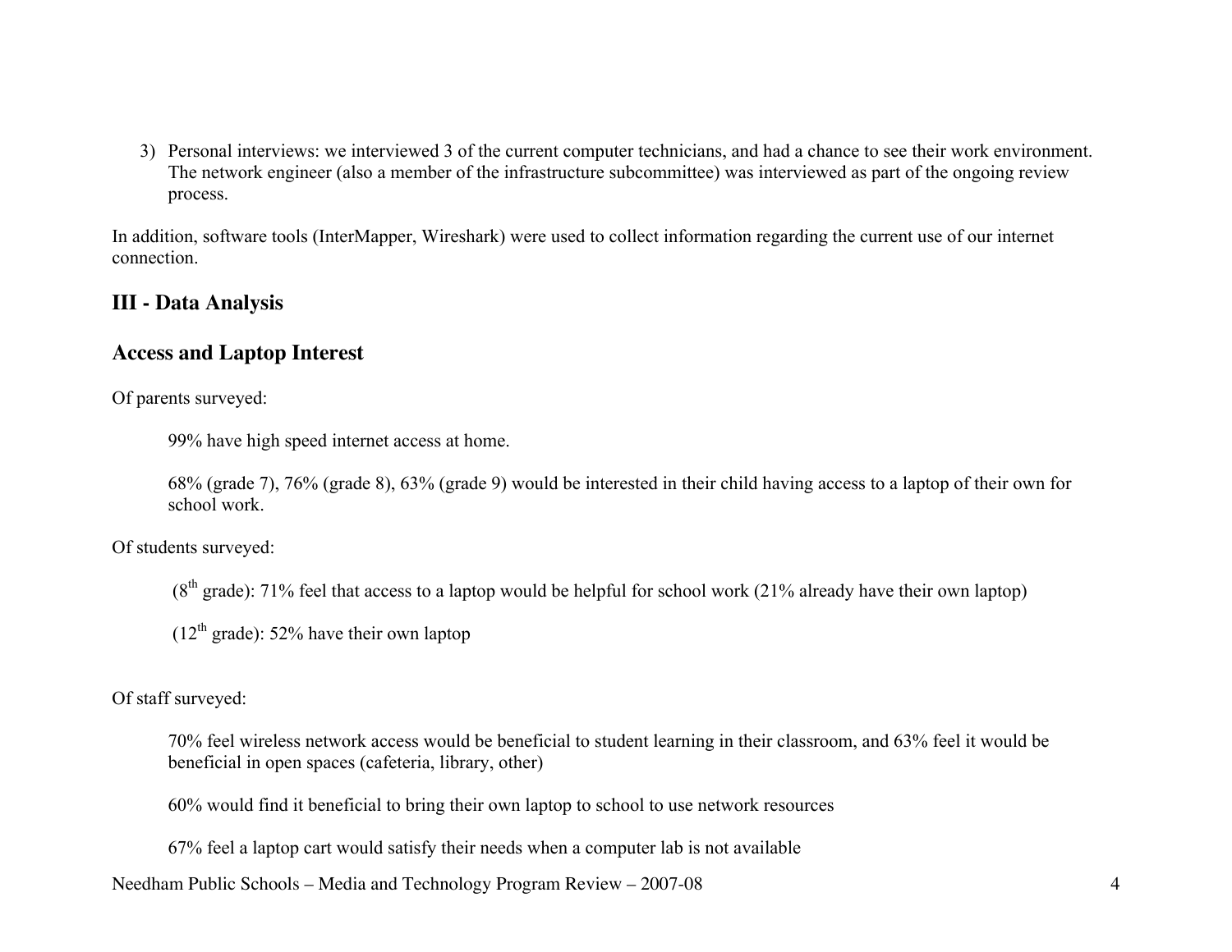3) Personal interviews: we interviewed 3 of the current computer technicians, and had a chance to see their work environment. The network engineer (also a member of the infrastructure subcommittee) was interviewed as part of the ongoing review process.

In addition, software tools (InterMapper, Wireshark) were used to collect information regarding the current use of our internet connection.

## III - Data Analysis

## Access and Laptop Interest

Of parents surveyed:

> 99% have high speed internet access at home.
>
> 68% (grade 7), 76% (grade 8), 63% (grade 9) would be interested in their child having access to a laptop of their own for school work.

Of students surveyed:

> (8th grade): 71% feel that access to a laptop would be helpful for school work (21% already have their own laptop)
>
> (12th grade): 52% have their own laptop

Of staff surveyed:

> 70% feel wireless network access would be beneficial to student learning in their classroom, and 63% feel it would be beneficial in open spaces (cafeteria, library, other)
>
> 60% would find it beneficial to bring their own laptop to school to use network resources
>
> 67% feel a laptop cart would satisfy their needs when a computer lab is not available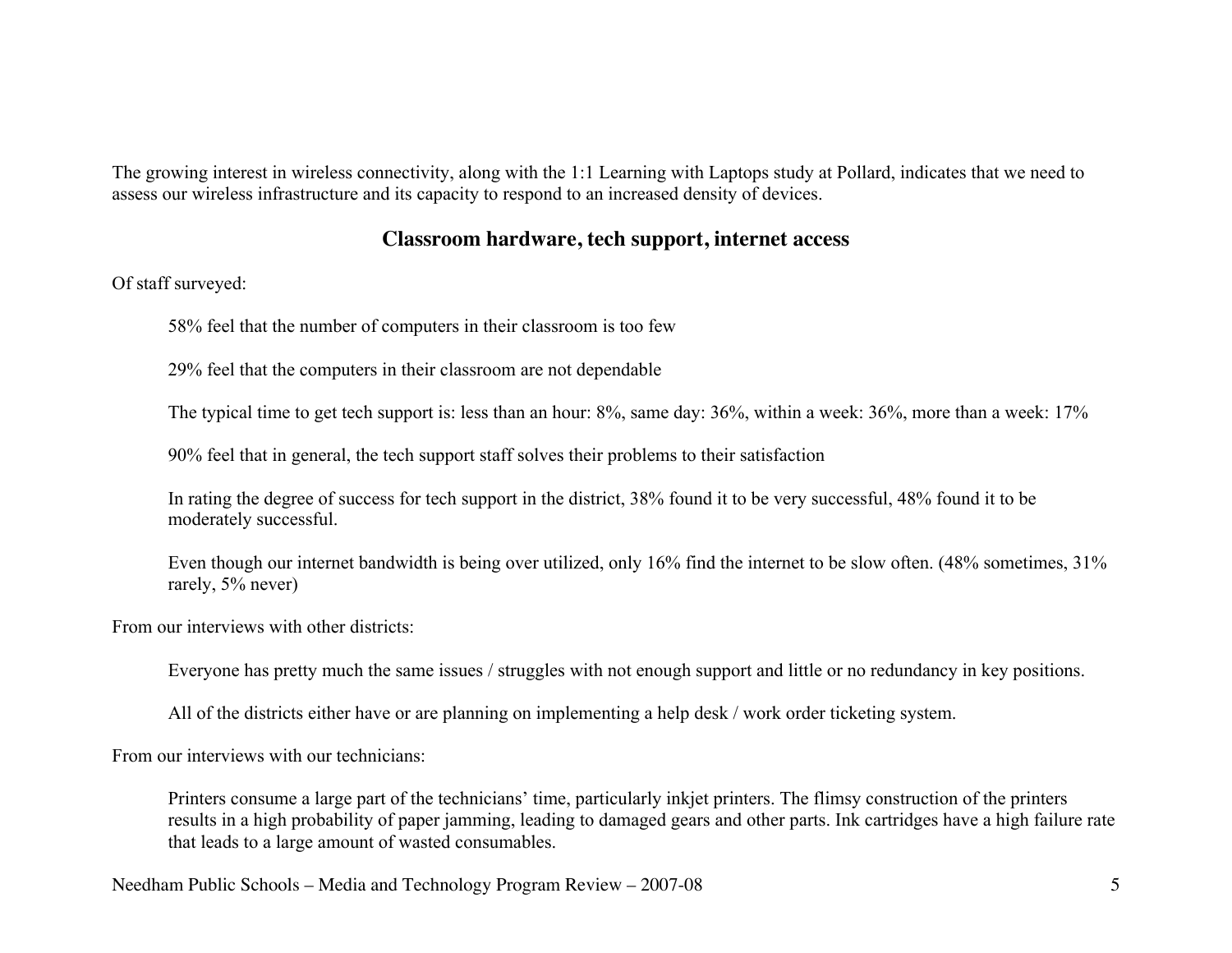The growing interest in wireless connectivity, along with the 1:1 Learning with Laptops study at Pollard, indicates that we need to assess our wireless infrastructure and its capacity to respond to an increased density of devices.

## Classroom hardware, tech support, internet access

Of staff surveyed:

> 58% feel that the number of computers in their classroom is too few
>
> 29% feel that the computers in their classroom are not dependable
>
> The typical time to get tech support is: less than an hour: 8%, same day: 36%, within a week: 36%, more than a week: 17%
>
> 90% feel that in general, the tech support staff solves their problems to their satisfaction
>
> In rating the degree of success for tech support in the district, 38% found it to be very successful, 48% found it to be moderately successful.
>
> Even though our internet bandwidth is being over utilized, only 16% find the internet to be slow often. (48% sometimes, 31% rarely, 5% never)

From our interviews with other districts:

> Everyone has pretty much the same issues / struggles with not enough support and little or no redundancy in key positions.
>
> All of the districts either have or are planning on implementing a help desk / work order ticketing system.

From our interviews with our technicians:

> Printers consume a large part of the technicians' time, particularly inkjet printers. The flimsy construction of the printers results in a high probability of paper jamming, leading to damaged gears and other parts. Ink cartridges have a high failure rate that leads to a large amount of wasted consumables.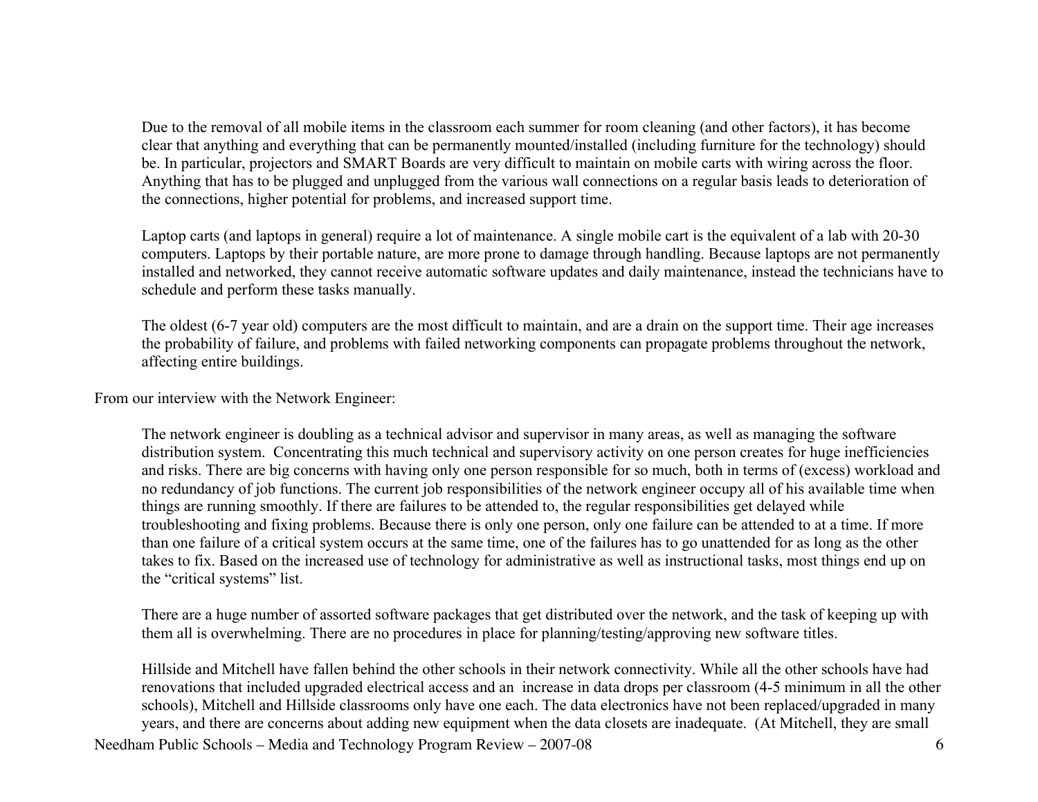Due to the removal of all mobile items in the classroom each summer for room cleaning (and other factors), it has become clear that anything and everything that can be permanently mounted/installed (including furniture for the technology) should be. In particular, projectors and SMART Boards are very difficult to maintain on mobile carts with wiring across the floor. Anything that has to be plugged and unplugged from the various wall connections on a regular basis leads to deterioration of the connections, higher potential for problems, and increased support time.

Laptop carts (and laptops in general) require a lot of maintenance. A single mobile cart is the equivalent of a lab with 20-30 computers. Laptops by their portable nature, are more prone to damage through handling. Because laptops are not permanently installed and networked, they cannot receive automatic software updates and daily maintenance, instead the technicians have to schedule and perform these tasks manually.

The oldest (6-7 year old) computers are the most difficult to maintain, and are a drain on the support time. Their age increases the probability of failure, and problems with failed networking components can propagate problems throughout the network, affecting entire buildings.

From our interview with the Network Engineer:

The network engineer is doubling as a technical advisor and supervisor in many areas, as well as managing the software distribution system. Concentrating this much technical and supervisory activity on one person creates for huge inefficiencies and risks. There are big concerns with having only one person responsible for so much, both in terms of (excess) workload and no redundancy of job functions. The current job responsibilities of the network engineer occupy all of his available time when things are running smoothly. If there are failures to be attended to, the regular responsibilities get delayed while troubleshooting and fixing problems. Because there is only one person, only one failure can be attended to at a time. If more than one failure of a critical system occurs at the same time, one of the failures has to go unattended for as long as the other takes to fix. Based on the increased use of technology for administrative as well as instructional tasks, most things end up on the "critical systems" list.

There are a huge number of assorted software packages that get distributed over the network, and the task of keeping up with them all is overwhelming. There are no procedures in place for planning/testing/approving new software titles.

Hillside and Mitchell have fallen behind the other schools in their network connectivity. While all the other schools have had renovations that included upgraded electrical access and an increase in data drops per classroom (4-5 minimum in all the other schools), Mitchell and Hillside classrooms only have one each. The data electronics have not been replaced/upgraded in many years, and there are concerns about adding new equipment when the data closets are inadequate. (At Mitchell, they are small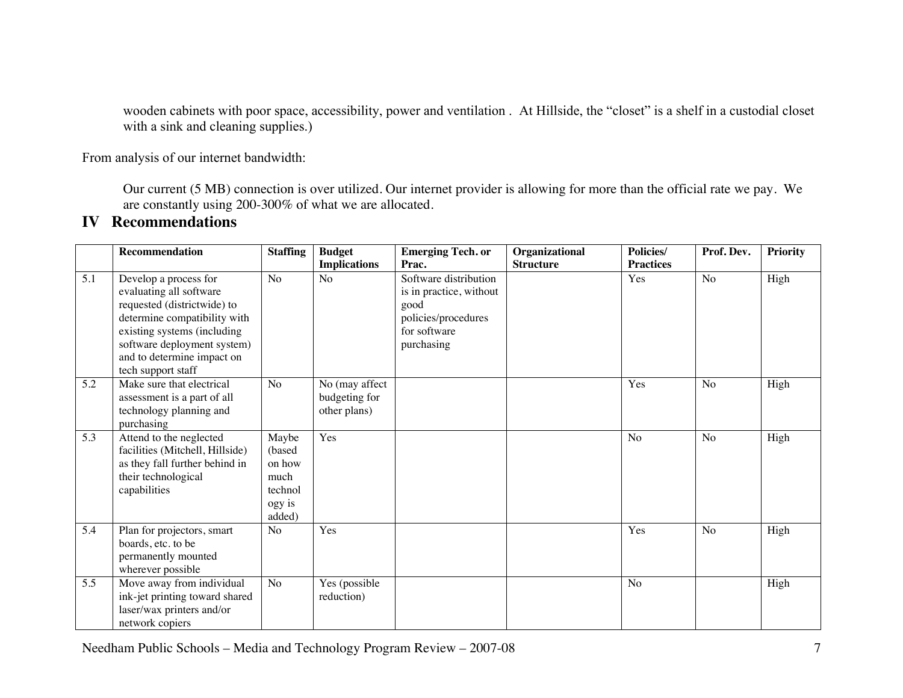wooden cabinets with poor space, accessibility, power and ventilation . At Hillside, the "closet" is a shelf in a custodial closet with a sink and cleaning supplies.)

From analysis of our internet bandwidth:

Our current (5 MB) connection is over utilized. Our internet provider is allowing for more than the official rate we pay. We are constantly using 200-300% of what we are allocated.

# IV Recommendations

| | Recommendation | Staffing | Budget Implications | Emerging Tech. or Prac. | Organizational Structure | Policies/ Practices | Prof. Dev. | Priority |
|---|---|---|---|---|---|---|---|---|
| 5.1 | Develop a process for evaluating all software requested (districtwide) to determine compatibility with existing systems (including software deployment system) and to determine impact on tech support staff | No | No | Software distribution is in practice, without good policies/procedures for software purchasing | | Yes | No | High |
| 5.2 | Make sure that electrical assessment is a part of all technology planning and purchasing | No | No (may affect budgeting for other plans) | | | Yes | No | High |
| 5.3 | Attend to the neglected facilities (Mitchell, Hillside) as they fall further behind in their technological capabilities | Maybe (based on how much technology is added) | Yes | | | No | No | High |
| 5.4 | Plan for projectors, smart boards, etc. to be permanently mounted wherever possible | No | Yes | | | Yes | No | High |
| 5.5 | Move away from individual ink-jet printing toward shared laser/wax printers and/or network copiers | No | Yes (possible reduction) | | | No | | High |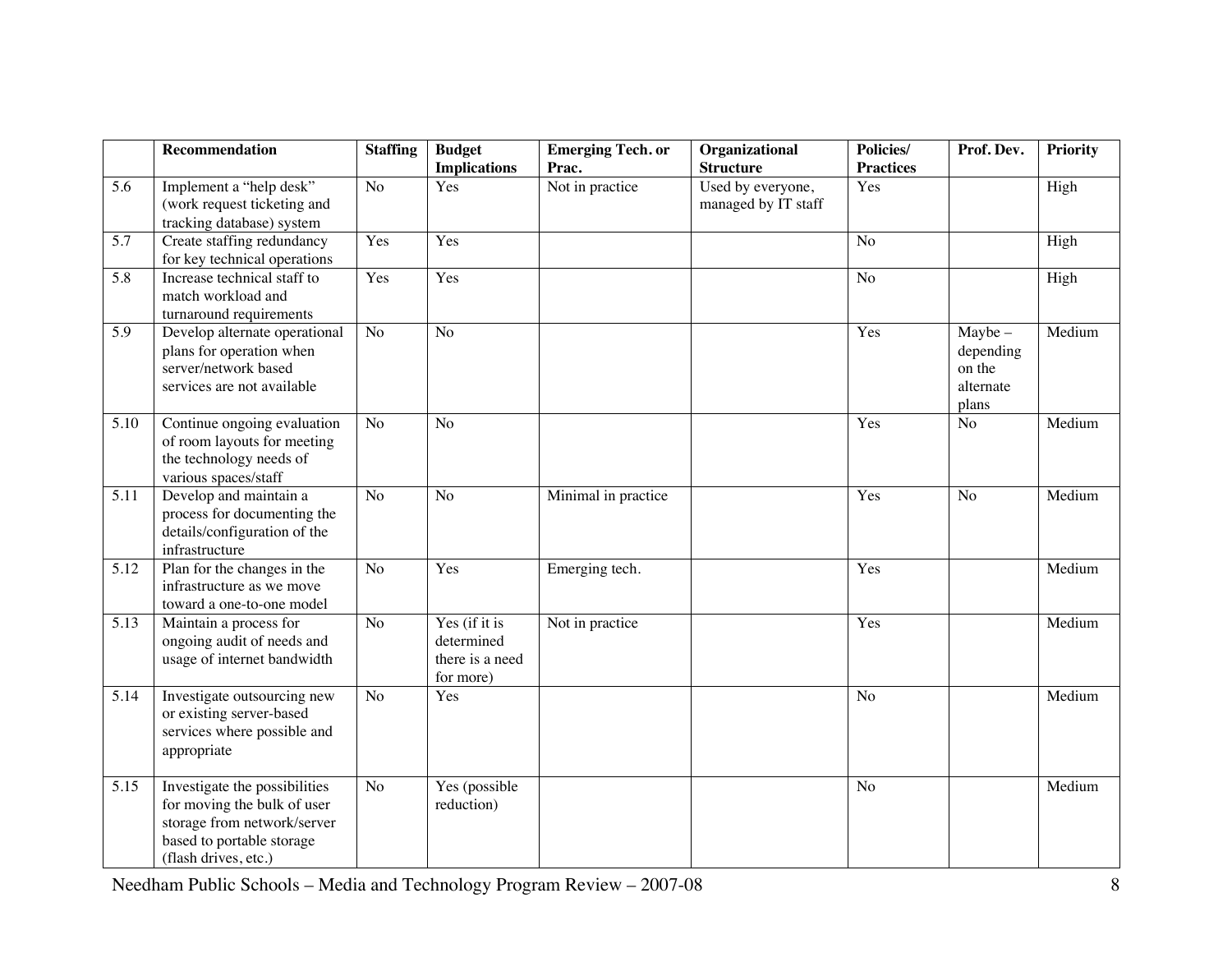| | Recommendation | Staffing | Budget Implications | Emerging Tech. or Prac. | Organizational Structure | Policies/ Practices | Prof. Dev. | Priority |
|---|---|---|---|---|---|---|---|---|
| 5.6 | Implement a "help desk" (work request ticketing and tracking database) system | No | Yes | Not in practice | Used by everyone, managed by IT staff | Yes | | High |
| 5.7 | Create staffing redundancy for key technical operations | Yes | Yes | | | No | | High |
| 5.8 | Increase technical staff to match workload and turnaround requirements | Yes | Yes | | | No | | High |
| 5.9 | Develop alternate operational plans for operation when server/network based services are not available | No | No | | | Yes | Maybe – depending on the alternate plans | Medium |
| 5.10 | Continue ongoing evaluation of room layouts for meeting the technology needs of various spaces/staff | No | No | | | Yes | No | Medium |
| 5.11 | Develop and maintain a process for documenting the details/configuration of the infrastructure | No | No | Minimal in practice | | Yes | No | Medium |
| 5.12 | Plan for the changes in the infrastructure as we move toward a one-to-one model | No | Yes | Emerging tech. | | Yes | | Medium |
| 5.13 | Maintain a process for ongoing audit of needs and usage of internet bandwidth | No | Yes (if it is determined there is a need for more) | Not in practice | | Yes | | Medium |
| 5.14 | Investigate outsourcing new or existing server-based services where possible and appropriate | No | Yes | | | No | | Medium |
| 5.15 | Investigate the possibilities for moving the bulk of user storage from network/server based to portable storage (flash drives, etc.) | No | Yes (possible reduction) | | | No | | Medium |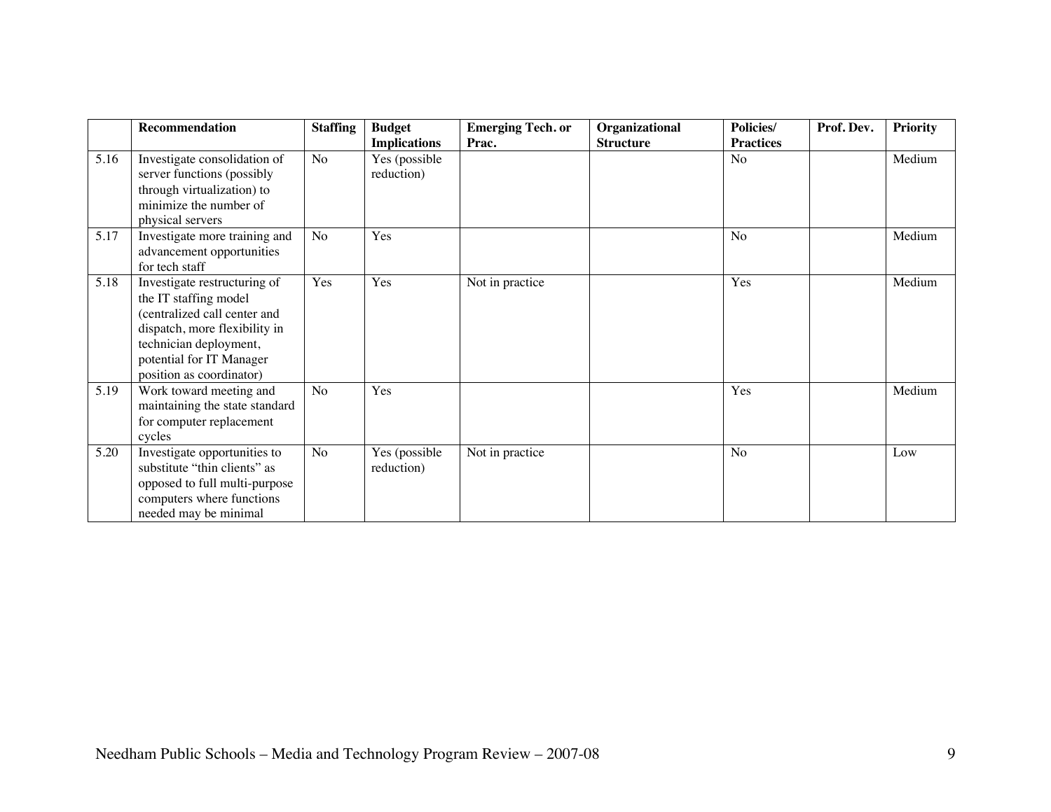| | Recommendation | Staffing | Budget Implications | Emerging Tech. or Prac. | Organizational Structure | Policies/ Practices | Prof. Dev. | Priority |
|---|---|---|---|---|---|---|---|---|
| 5.16 | Investigate consolidation of server functions (possibly through virtualization) to minimize the number of physical servers | No | Yes (possible reduction) | | | No | | Medium |
| 5.17 | Investigate more training and advancement opportunities for tech staff | No | Yes | | | No | | Medium |
| 5.18 | Investigate restructuring of the IT staffing model (centralized call center and dispatch, more flexibility in technician deployment, potential for IT Manager position as coordinator) | Yes | Yes | Not in practice | | Yes | | Medium |
| 5.19 | Work toward meeting and maintaining the state standard for computer replacement cycles | No | Yes | | | Yes | | Medium |
| 5.20 | Investigate opportunities to substitute "thin clients" as opposed to full multi-purpose computers where functions needed may be minimal | No | Yes (possible reduction) | Not in practice | | No | | Low |